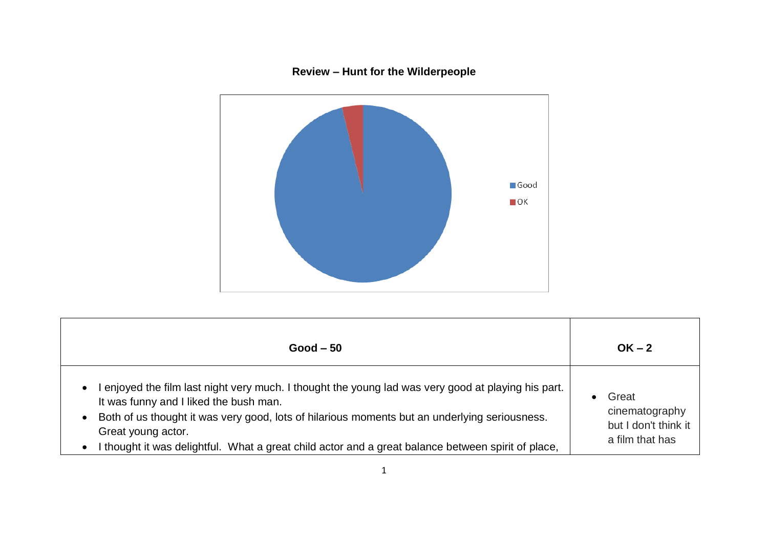**Review – Hunt for the Wilderpeople**

| Good – 50 | OK – 2 |
|---|---|
| • I enjoyed the film last night very much. I thought the young lad was very good at playing his part. It was funny and I liked the bush man.<br>• Both of us thought it was very good, lots of hilarious moments but an underlying seriousness. Great young actor.<br>• I thought it was delightful. What a great child actor and a great balance between spirit of place, | • Great cinematography but I don't think it a film that has |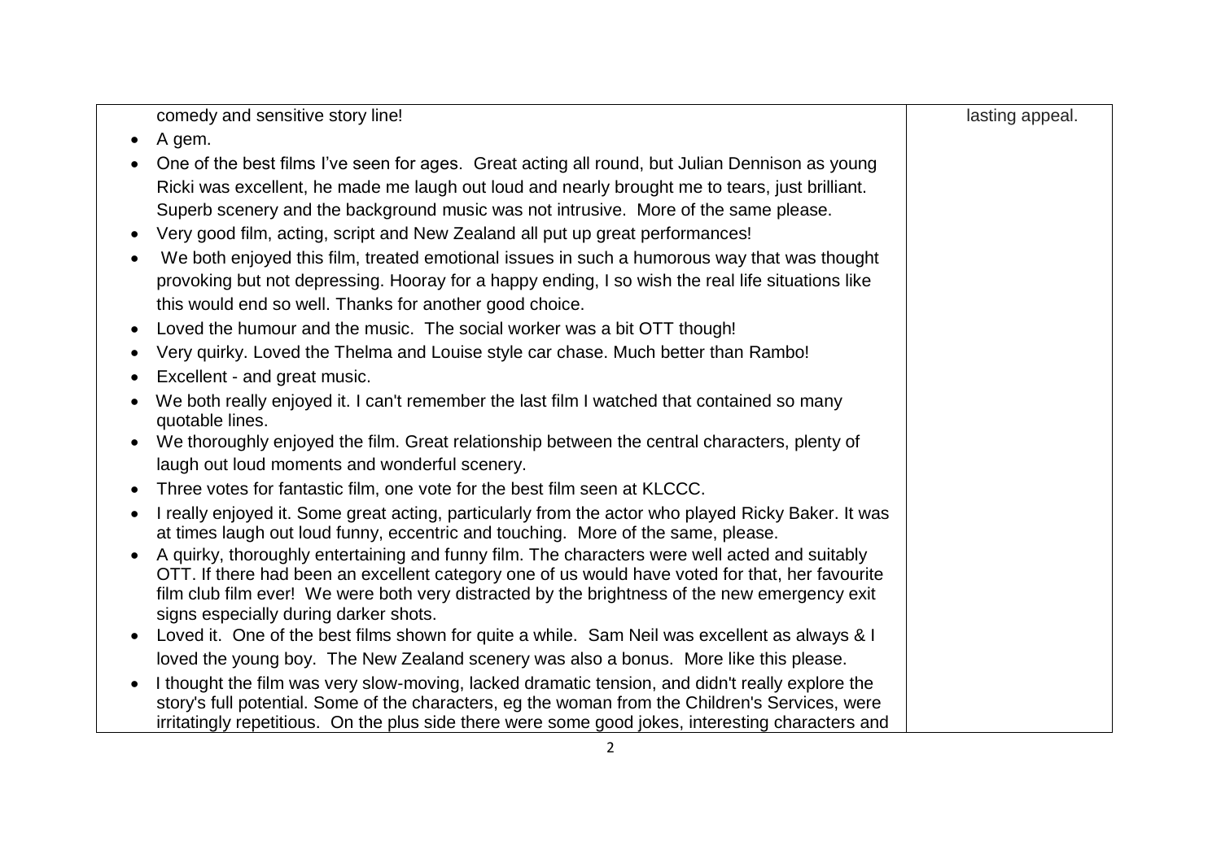| | |
|---|---|
| comedy and sensitive story line!<br>• A gem.<br>• One of the best films I've seen for ages. Great acting all round, but Julian Dennison as young Ricki was excellent, he made me laugh out loud and nearly brought me to tears, just brilliant. Superb scenery and the background music was not intrusive. More of the same please.<br>• Very good film, acting, script and New Zealand all put up great performances!<br>• We both enjoyed this film, treated emotional issues in such a humorous way that was thought provoking but not depressing. Hooray for a happy ending, I so wish the real life situations like this would end so well. Thanks for another good choice.<br>• Loved the humour and the music. The social worker was a bit OTT though!<br>• Very quirky. Loved the Thelma and Louise style car chase. Much better than Rambo!<br>• Excellent - and great music.<br>• We both really enjoyed it. I can't remember the last film I watched that contained so many quotable lines.<br>• We thoroughly enjoyed the film. Great relationship between the central characters, plenty of laugh out loud moments and wonderful scenery.<br>• Three votes for fantastic film, one vote for the best film seen at KLCCC.<br>• I really enjoyed it. Some great acting, particularly from the actor who played Ricky Baker. It was at times laugh out loud funny, eccentric and touching. More of the same, please.<br>• A quirky, thoroughly entertaining and funny film. The characters were well acted and suitably OTT. If there had been an excellent category one of us would have voted for that, her favourite film club film ever! We were both very distracted by the brightness of the new emergency exit signs especially during darker shots.<br>• Loved it. One of the best films shown for quite a while. Sam Neil was excellent as always & I loved the young boy. The New Zealand scenery was also a bonus. More like this please.<br>• I thought the film was very slow-moving, lacked dramatic tension, and didn't really explore the story's full potential. Some of the characters, eg the woman from the Children's Services, were irritatingly repetitious. On the plus side there were some good jokes, interesting characters and | lasting appeal. |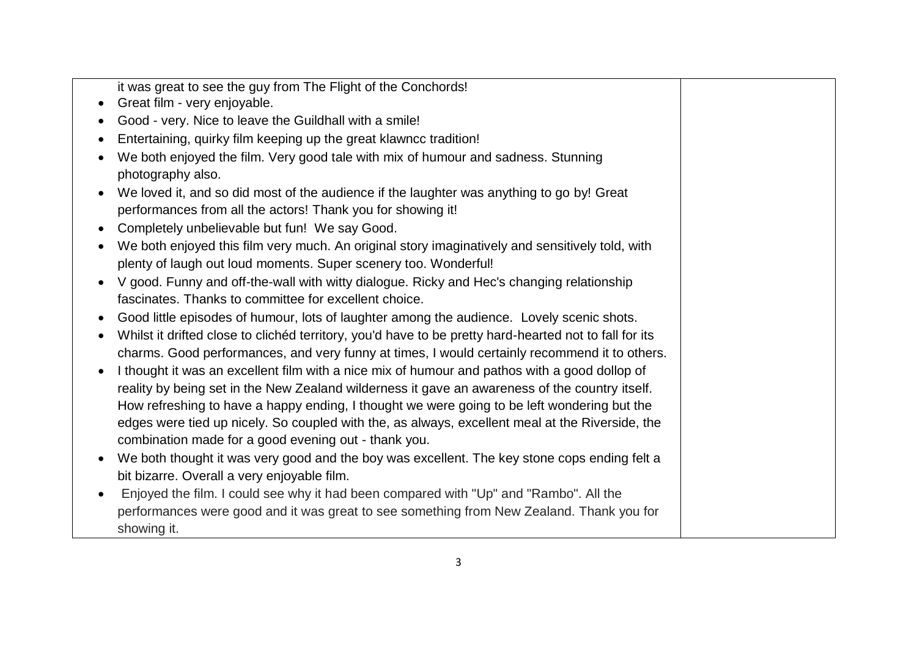| | |
|---|---|
| it was great to see the guy from The Flight of the Conchords!<br>• Great film - very enjoyable.<br>• Good - very. Nice to leave the Guildhall with a smile!<br>• Entertaining, quirky film keeping up the great klawncc tradition!<br>• We both enjoyed the film. Very good tale with mix of humour and sadness. Stunning photography also.<br>• We loved it, and so did most of the audience if the laughter was anything to go by! Great performances from all the actors! Thank you for showing it!<br>• Completely unbelievable but fun! We say Good.<br>• We both enjoyed this film very much. An original story imaginatively and sensitively told, with plenty of laugh out loud moments. Super scenery too. Wonderful!<br>• V good. Funny and off-the-wall with witty dialogue. Ricky and Hec's changing relationship fascinates. Thanks to committee for excellent choice.<br>• Good little episodes of humour, lots of laughter among the audience. Lovely scenic shots.<br>• Whilst it drifted close to clichéd territory, you'd have to be pretty hard-hearted not to fall for its charms. Good performances, and very funny at times, I would certainly recommend it to others.<br>• I thought it was an excellent film with a nice mix of humour and pathos with a good dollop of reality by being set in the New Zealand wilderness it gave an awareness of the country itself. How refreshing to have a happy ending, I thought we were going to be left wondering but the edges were tied up nicely. So coupled with the, as always, excellent meal at the Riverside, the combination made for a good evening out - thank you.<br>• We both thought it was very good and the boy was excellent. The key stone cops ending felt a bit bizarre. Overall a very enjoyable film.<br>• Enjoyed the film. I could see why it had been compared with "Up" and "Rambo". All the performances were good and it was great to see something from New Zealand. Thank you for showing it. | |